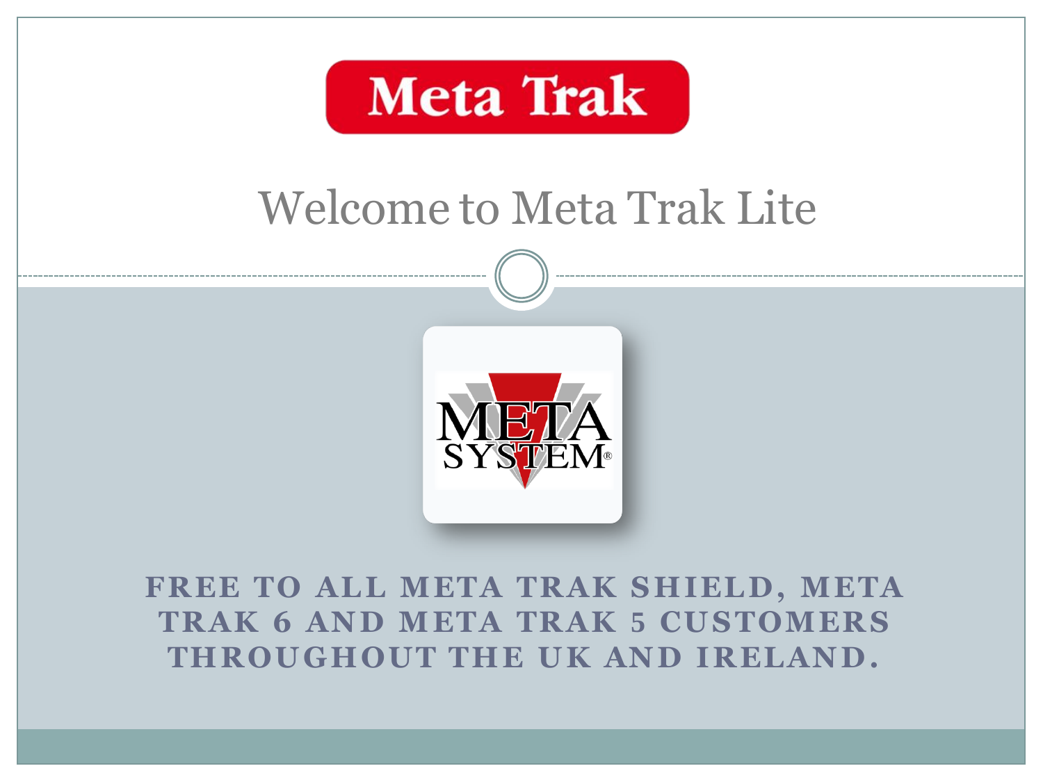Meta Trak

# Welcome to Meta Trak Lite

META SYSTEM®

**FREE TO ALL META TRAK SHIELD, META TRAK 6 AND META TRAK 5 CUSTOMERS THROUGHOUT THE UK AND IRELAND.**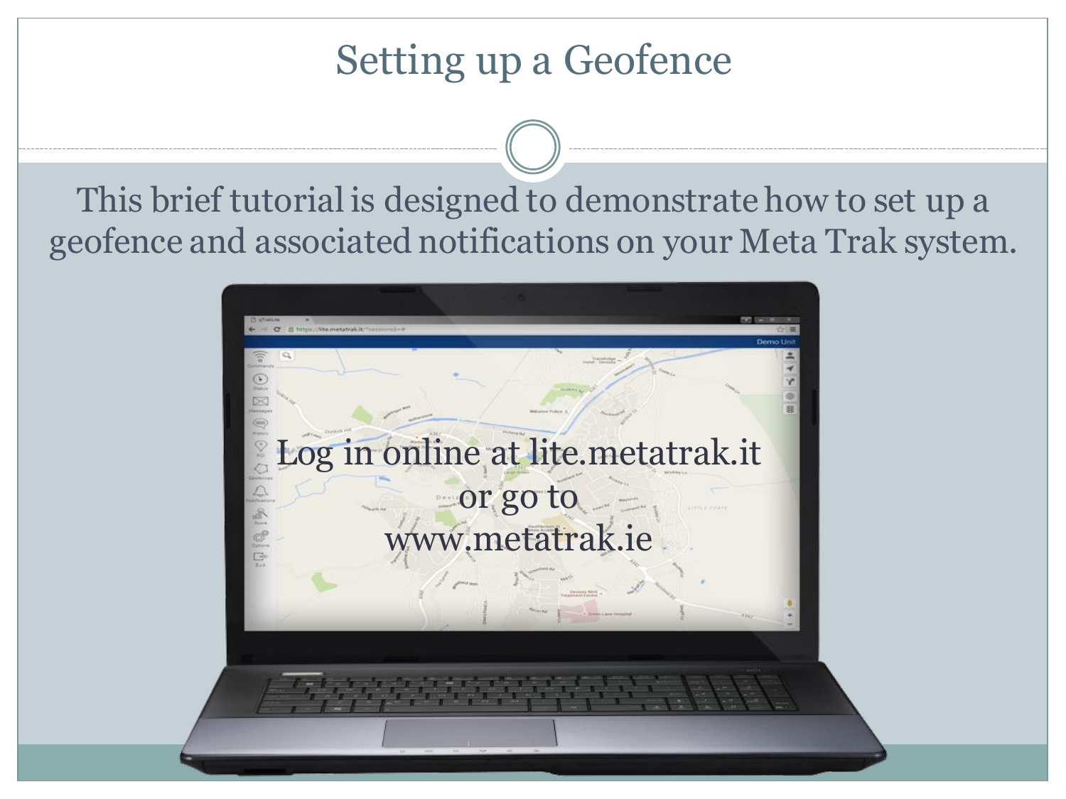# Setting up a Geofence

This brief tutorial is designed to demonstrate how to set up a geofence and associated notifications on your Meta Trak system.

Log in online at lite.metatrak.it
or go to
www.metatrak.ie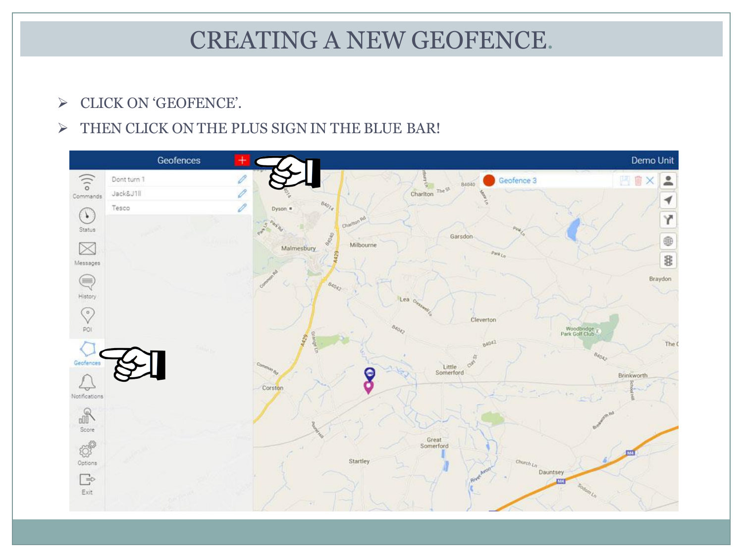# CREATING A NEW GEOFENCE.

- CLICK ON 'GEOFENCE'.
- THEN CLICK ON THE PLUS SIGN IN THE BLUE BAR!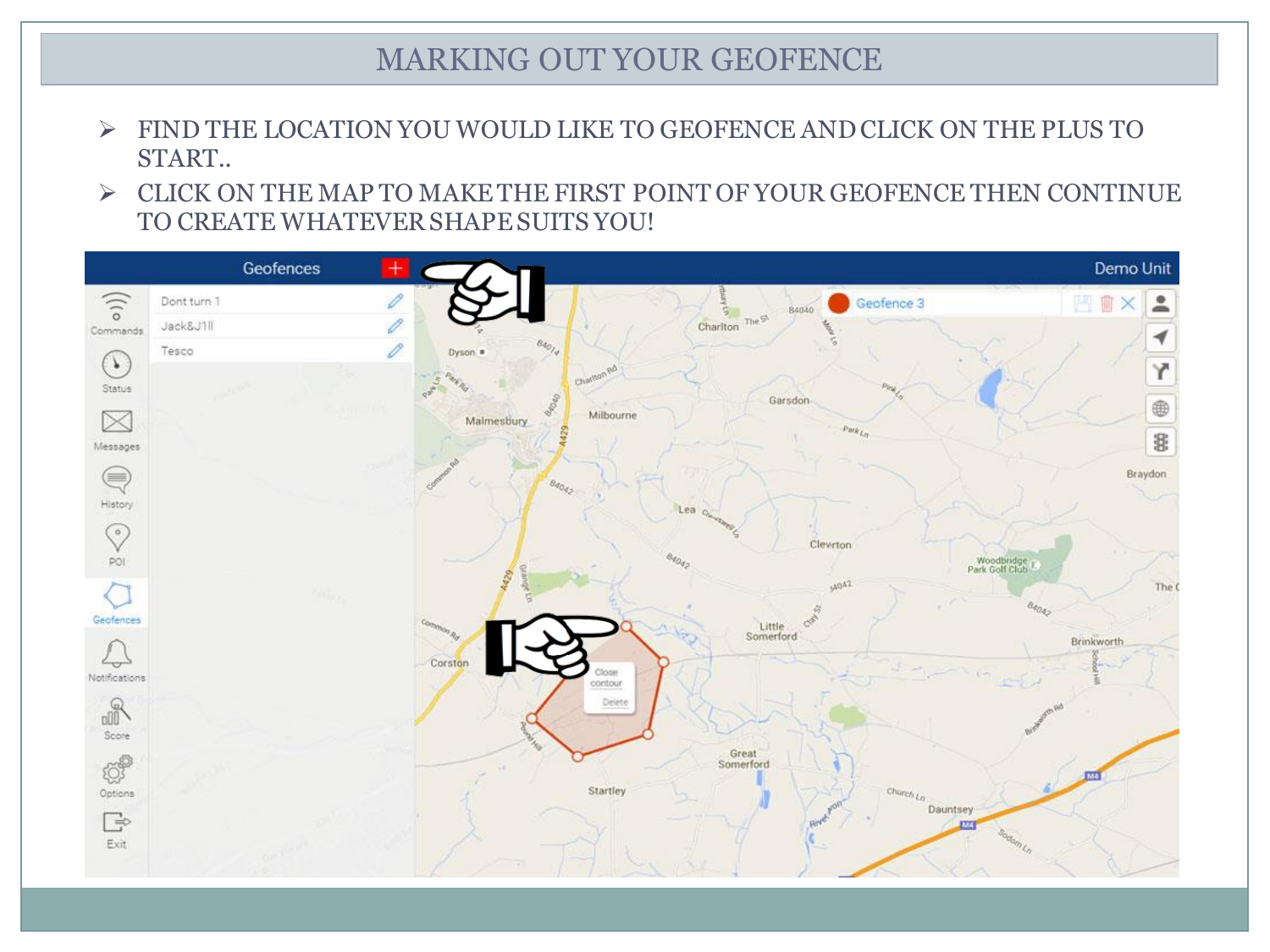# MARKING OUT YOUR GEOFENCE

- FIND THE LOCATION YOU WOULD LIKE TO GEOFENCE AND CLICK ON THE PLUS TO START..
- CLICK ON THE MAP TO MAKE THE FIRST POINT OF YOUR GEOFENCE THEN CONTINUE TO CREATE WHATEVER SHAPE SUITS YOU!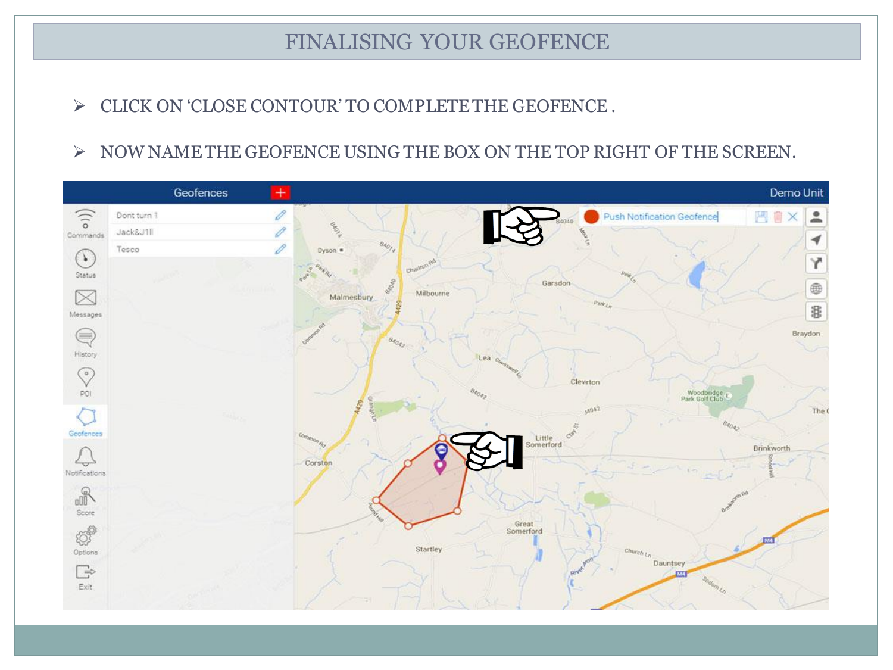# FINALISING YOUR GEOFENCE

- CLICK ON 'CLOSE CONTOUR' TO COMPLETE THE GEOFENCE .
- NOW NAME THE GEOFENCE USING THE BOX ON THE TOP RIGHT OF THE SCREEN.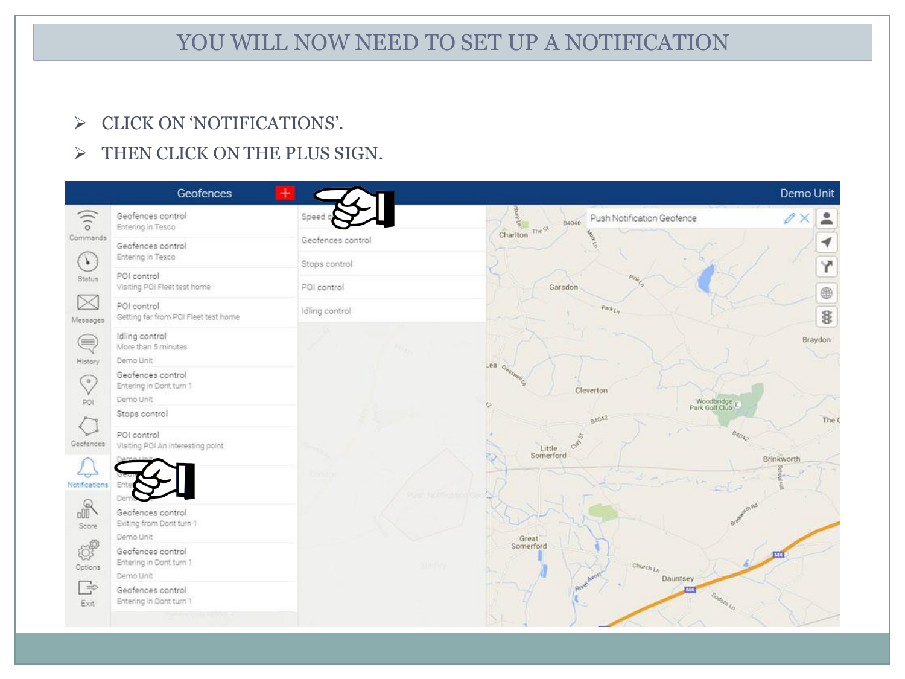# YOU WILL NOW NEED TO SET UP A NOTIFICATION

- CLICK ON 'NOTIFICATIONS'.
- THEN CLICK ON THE PLUS SIGN.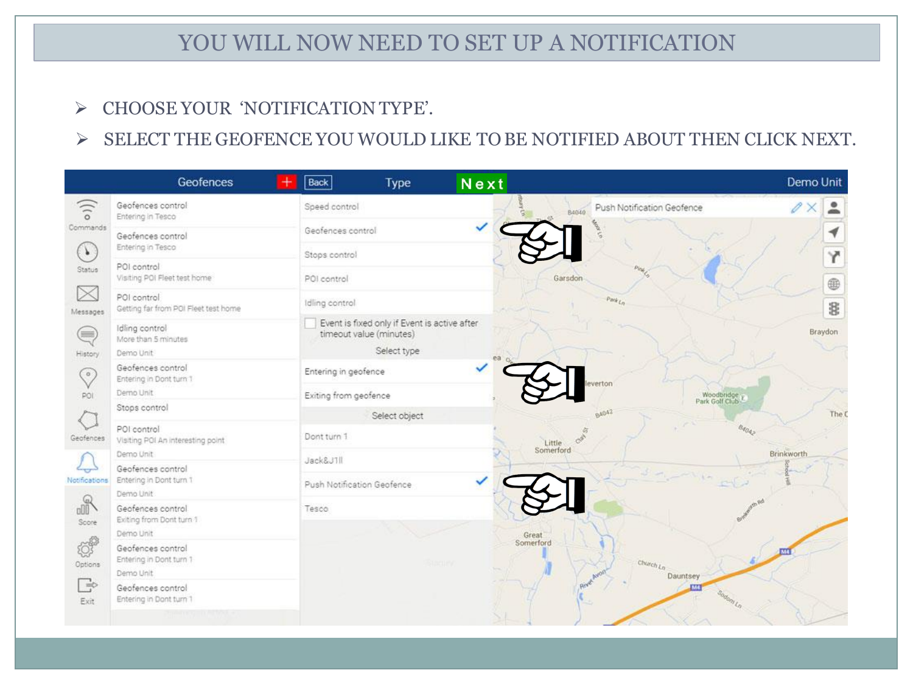# YOU WILL NOW NEED TO SET UP A NOTIFICATION

- CHOOSE YOUR 'NOTIFICATION TYPE'.
- SELECT THE GEOFENCE YOU WOULD LIKE TO BE NOTIFIED ABOUT THEN CLICK NEXT.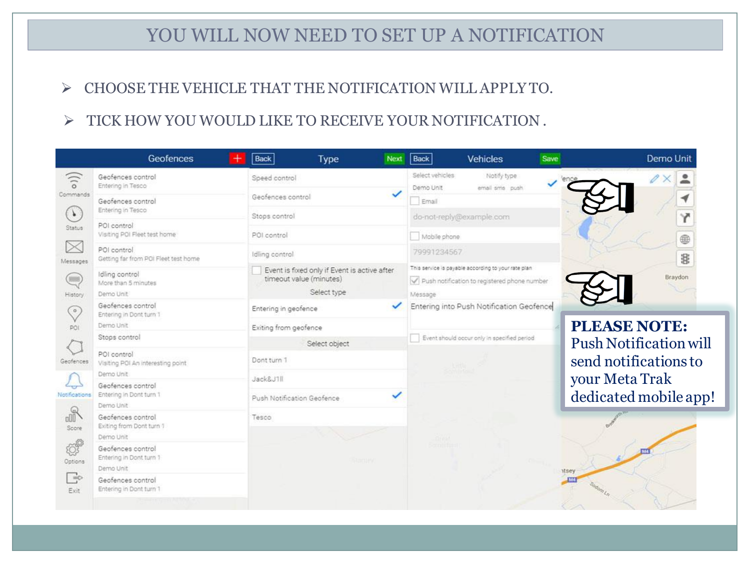# YOU WILL NOW NEED TO SET UP A NOTIFICATION

- CHOOSE THE VEHICLE THAT THE NOTIFICATION WILL APPLY TO.
- TICK HOW YOU WOULD LIKE TO RECEIVE YOUR NOTIFICATION .

**PLEASE NOTE:** Push Notification will send notifications to your Meta Trak dedicated mobile app!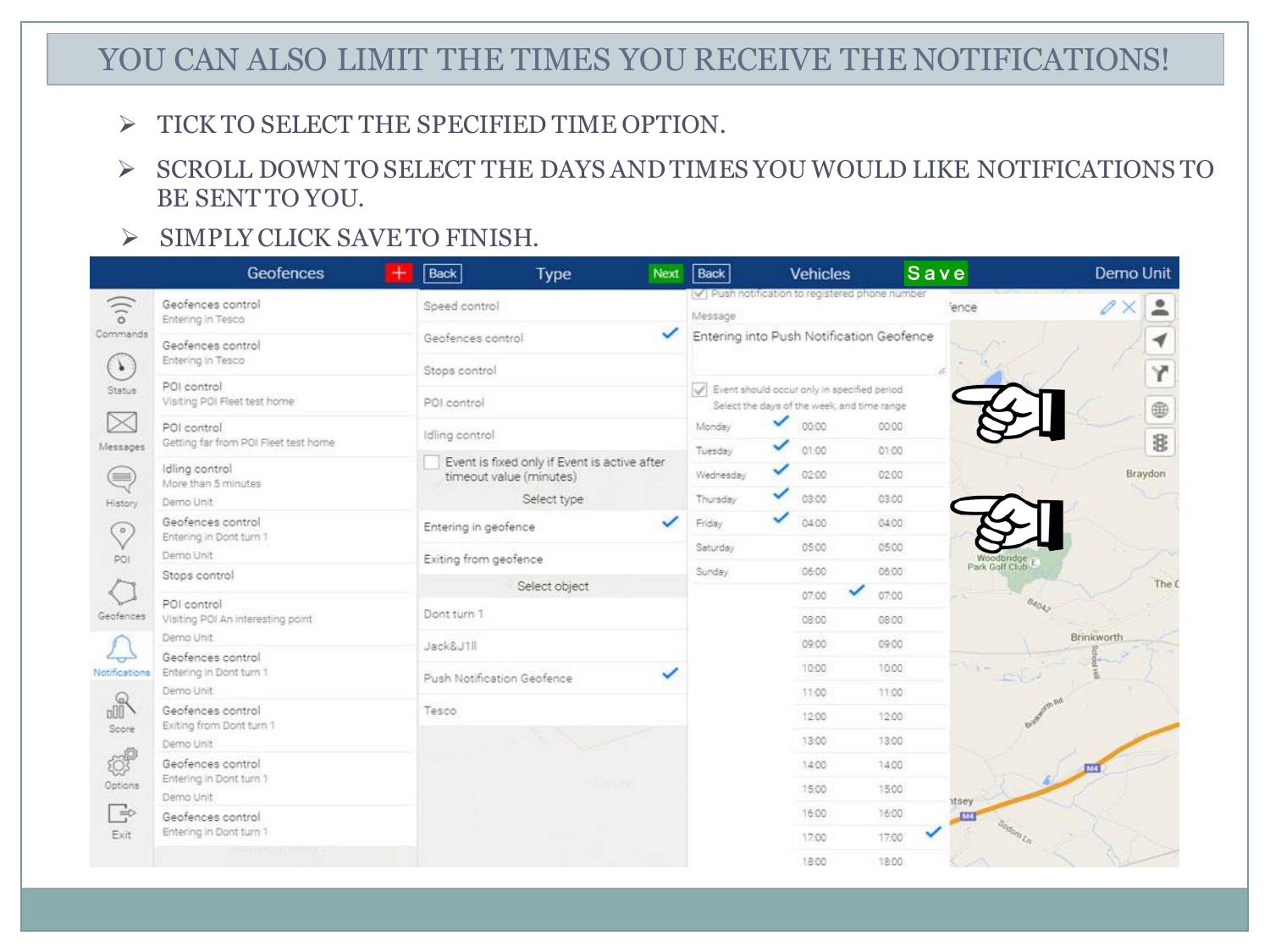# YOU CAN ALSO LIMIT THE TIMES YOU RECEIVE THE NOTIFICATIONS!

- TICK TO SELECT THE SPECIFIED TIME OPTION.
- SCROLL DOWN TO SELECT THE DAYS AND TIMES YOU WOULD LIKE NOTIFICATIONS TO BE SENT TO YOU.
- SIMPLY CLICK SAVE TO FINISH.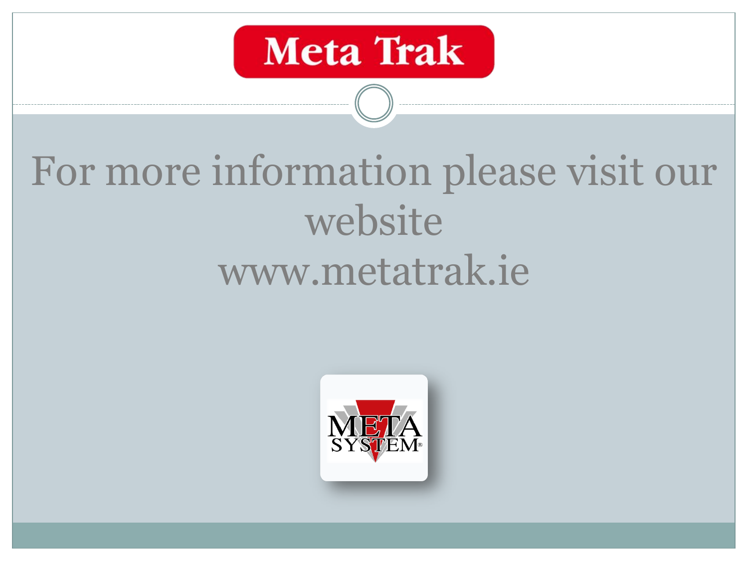Meta Trak

For more information please visit our website
www.metatrak.ie

META SYSTEM®